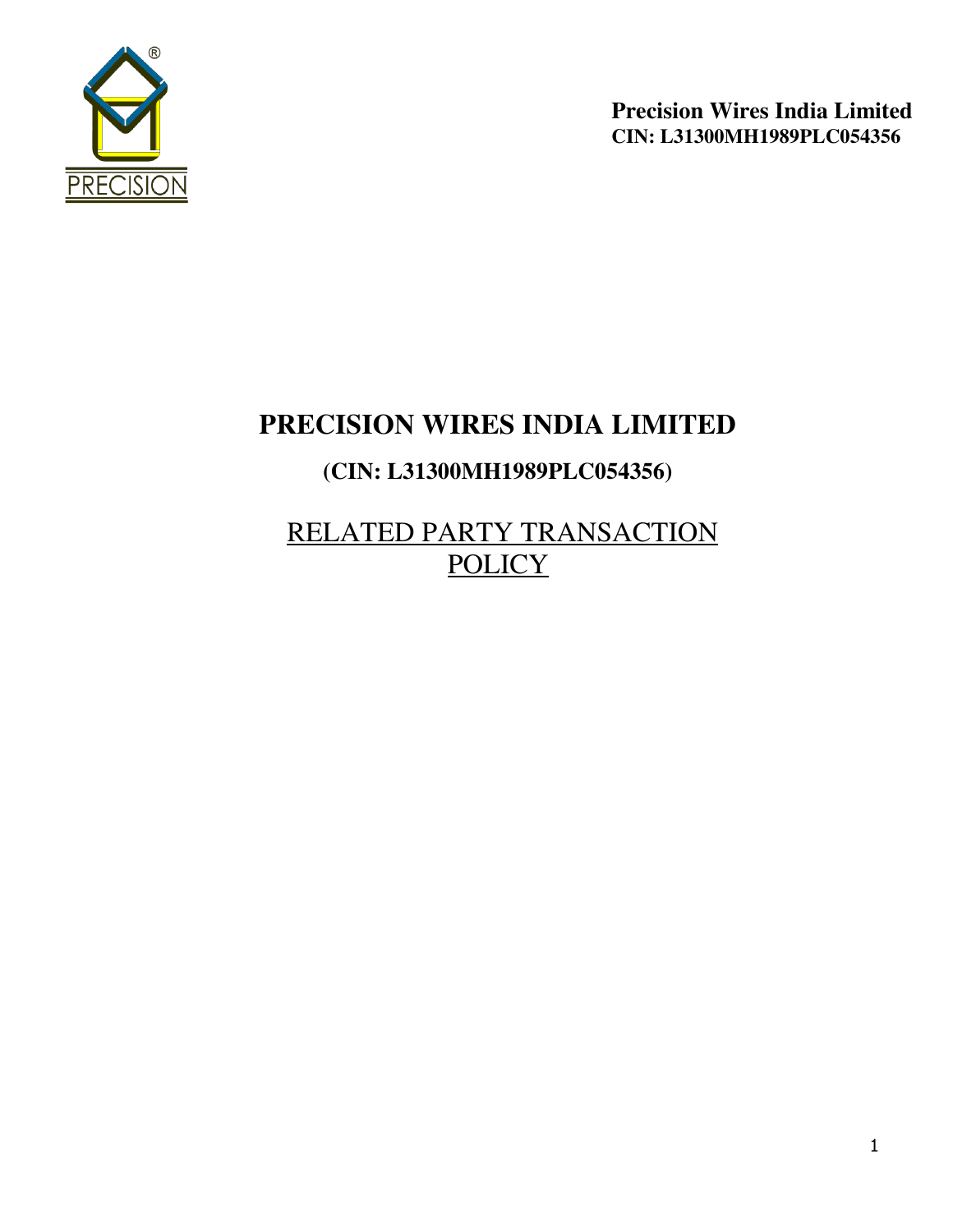**Precision Wires India Limited**
**CIN: L31300MH1989PLC054356**

# PRECISION WIRES INDIA LIMITED

## (CIN: L31300MH1989PLC054356)

## RELATED PARTY TRANSACTION POLICY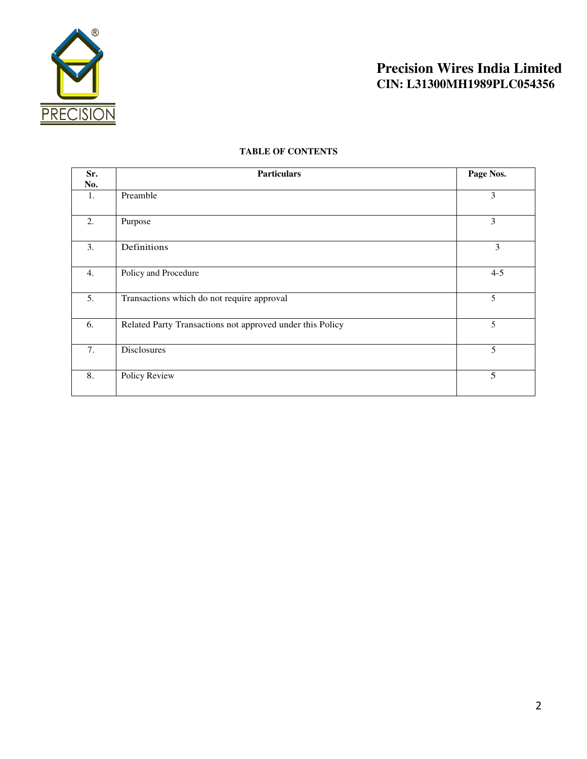**Precision Wires India Limited**
**CIN: L31300MH1989PLC054356**

**TABLE OF CONTENTS**

| Sr. No. | Particulars | Page Nos. |
|---|---|---|
| 1. | Preamble | 3 |
| 2. | Purpose | 3 |
| 3. | Definitions | 3 |
| 4. | Policy and Procedure | 4-5 |
| 5. | Transactions which do not require approval | 5 |
| 6. | Related Party Transactions not approved under this Policy | 5 |
| 7. | Disclosures | 5 |
| 8. | Policy Review | 5 |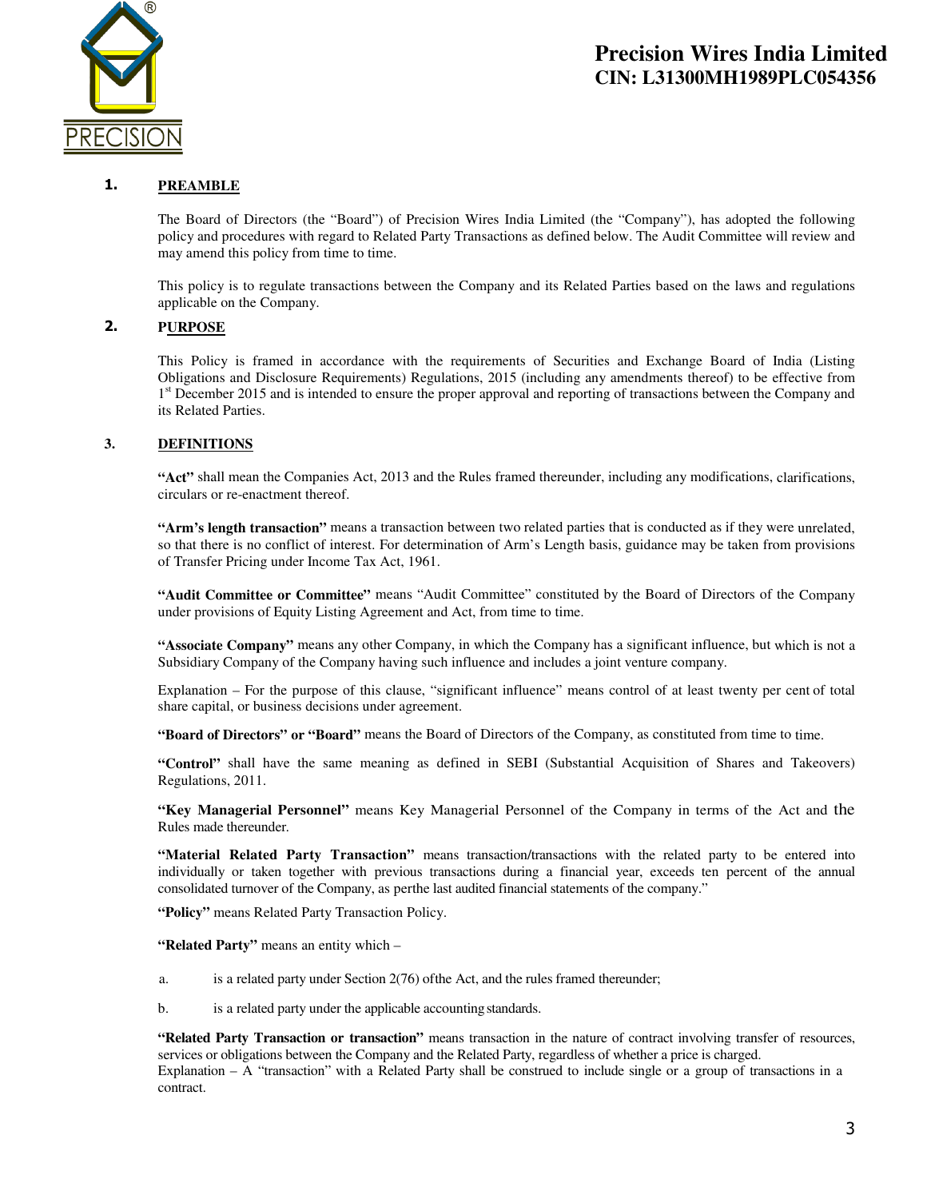## 1. PREAMBLE

The Board of Directors (the "Board") of Precision Wires India Limited (the "Company"), has adopted the following policy and procedures with regard to Related Party Transactions as defined below. The Audit Committee will review and may amend this policy from time to time.

This policy is to regulate transactions between the Company and its Related Parties based on the laws and regulations applicable on the Company.

## 2. PURPOSE

This Policy is framed in accordance with the requirements of Securities and Exchange Board of India (Listing Obligations and Disclosure Requirements) Regulations, 2015 (including any amendments thereof) to be effective from 1st December 2015 and is intended to ensure the proper approval and reporting of transactions between the Company and its Related Parties.

## 3. DEFINITIONS

**"Act"** shall mean the Companies Act, 2013 and the Rules framed thereunder, including any modifications, clarifications, circulars or re-enactment thereof.

**"Arm's length transaction"** means a transaction between two related parties that is conducted as if they were unrelated, so that there is no conflict of interest. For determination of Arm's Length basis, guidance may be taken from provisions of Transfer Pricing under Income Tax Act, 1961.

**"Audit Committee or Committee"** means "Audit Committee" constituted by the Board of Directors of the Company under provisions of Equity Listing Agreement and Act, from time to time.

**"Associate Company"** means any other Company, in which the Company has a significant influence, but which is not a Subsidiary Company of the Company having such influence and includes a joint venture company.

Explanation – For the purpose of this clause, "significant influence" means control of at least twenty per cent of total share capital, or business decisions under agreement.

**"Board of Directors" or "Board"** means the Board of Directors of the Company, as constituted from time to time.

**"Control"** shall have the same meaning as defined in SEBI (Substantial Acquisition of Shares and Takeovers) Regulations, 2011.

**"Key Managerial Personnel"** means Key Managerial Personnel of the Company in terms of the Act and the Rules made thereunder.

**"Material Related Party Transaction"** means transaction/transactions with the related party to be entered into individually or taken together with previous transactions during a financial year, exceeds ten percent of the annual consolidated turnover of the Company, as perthe last audited financial statements of the company."

**"Policy"** means Related Party Transaction Policy.

**"Related Party"** means an entity which –

a. is a related party under Section 2(76) ofthe Act, and the rules framed thereunder;

b. is a related party under the applicable accounting standards.

**"Related Party Transaction or transaction"** means transaction in the nature of contract involving transfer of resources, services or obligations between the Company and the Related Party, regardless of whether a price is charged.
Explanation – A "transaction" with a Related Party shall be construed to include single or a group of transactions in a contract.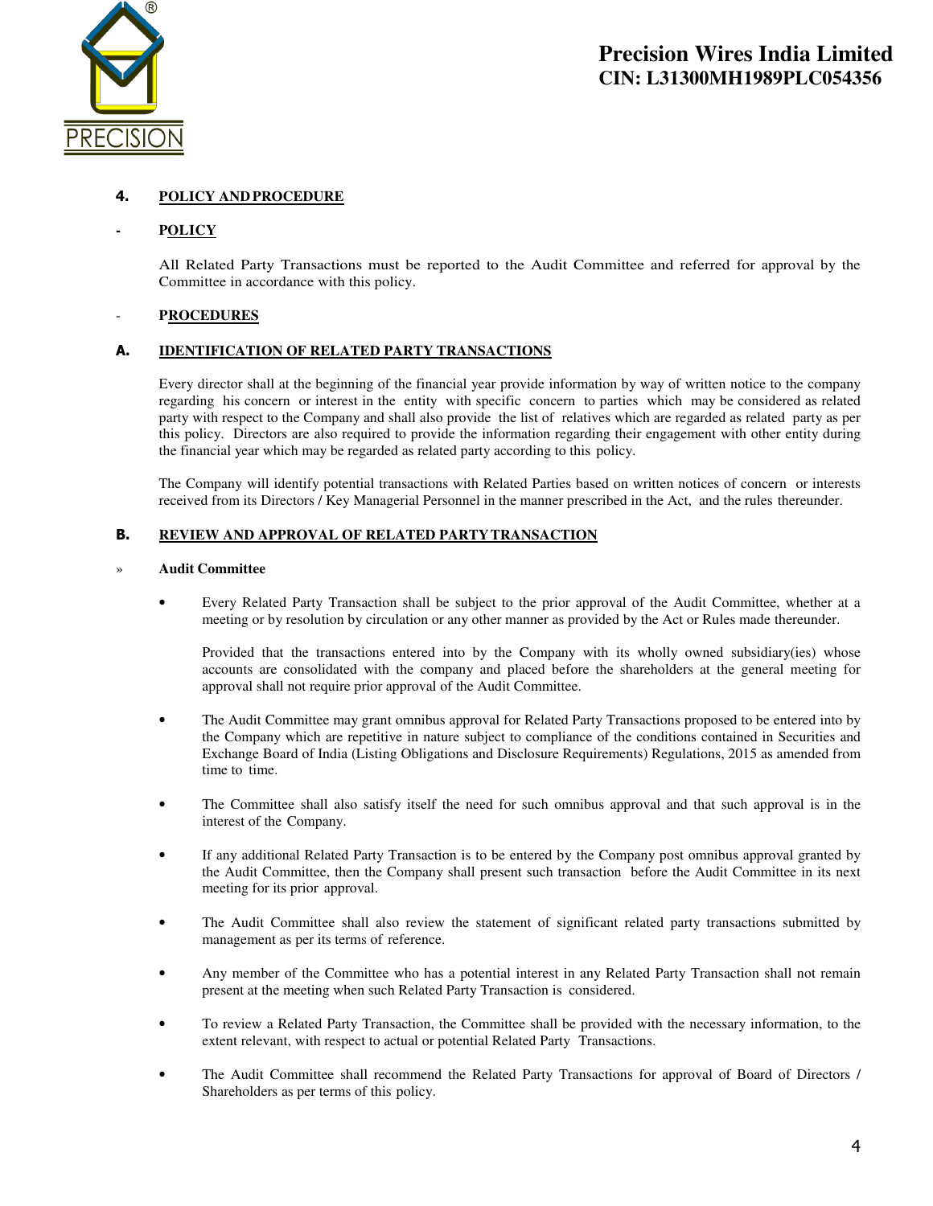## 4. POLICY AND PROCEDURE

### - POLICY

All Related Party Transactions must be reported to the Audit Committee and referred for approval by the Committee in accordance with this policy.

### - PROCEDURES

### A. IDENTIFICATION OF RELATED PARTY TRANSACTIONS

Every director shall at the beginning of the financial year provide information by way of written notice to the company regarding his concern or interest in the entity with specific concern to parties which may be considered as related party with respect to the Company and shall also provide the list of relatives which are regarded as related party as per this policy. Directors are also required to provide the information regarding their engagement with other entity during the financial year which may be regarded as related party according to this policy.

The Company will identify potential transactions with Related Parties based on written notices of concern or interests received from its Directors / Key Managerial Personnel in the manner prescribed in the Act, and the rules thereunder.

### B. REVIEW AND APPROVAL OF RELATED PARTY TRANSACTION

» **Audit Committee**

- Every Related Party Transaction shall be subject to the prior approval of the Audit Committee, whether at a meeting or by resolution by circulation or any other manner as provided by the Act or Rules made thereunder.

  Provided that the transactions entered into by the Company with its wholly owned subsidiary(ies) whose accounts are consolidated with the company and placed before the shareholders at the general meeting for approval shall not require prior approval of the Audit Committee.

- The Audit Committee may grant omnibus approval for Related Party Transactions proposed to be entered into by the Company which are repetitive in nature subject to compliance of the conditions contained in Securities and Exchange Board of India (Listing Obligations and Disclosure Requirements) Regulations, 2015 as amended from time to time.

- The Committee shall also satisfy itself the need for such omnibus approval and that such approval is in the interest of the Company.

- If any additional Related Party Transaction is to be entered by the Company post omnibus approval granted by the Audit Committee, then the Company shall present such transaction before the Audit Committee in its next meeting for its prior approval.

- The Audit Committee shall also review the statement of significant related party transactions submitted by management as per its terms of reference.

- Any member of the Committee who has a potential interest in any Related Party Transaction shall not remain present at the meeting when such Related Party Transaction is considered.

- To review a Related Party Transaction, the Committee shall be provided with the necessary information, to the extent relevant, with respect to actual or potential Related Party Transactions.

- The Audit Committee shall recommend the Related Party Transactions for approval of Board of Directors / Shareholders as per terms of this policy.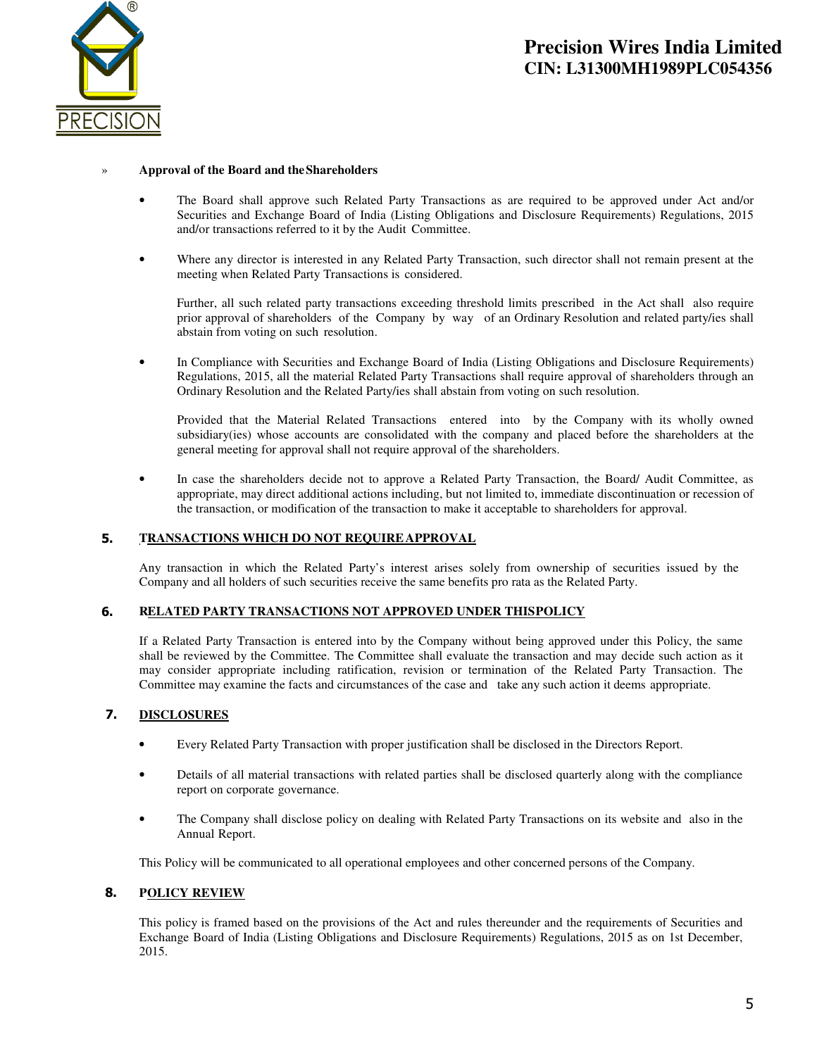» **Approval of the Board and the Shareholders**

- The Board shall approve such Related Party Transactions as are required to be approved under Act and/or Securities and Exchange Board of India (Listing Obligations and Disclosure Requirements) Regulations, 2015 and/or transactions referred to it by the Audit Committee.

- Where any director is interested in any Related Party Transaction, such director shall not remain present at the meeting when Related Party Transactions is considered.

  Further, all such related party transactions exceeding threshold limits prescribed in the Act shall also require prior approval of shareholders of the Company by way of an Ordinary Resolution and related party/ies shall abstain from voting on such resolution.

- In Compliance with Securities and Exchange Board of India (Listing Obligations and Disclosure Requirements) Regulations, 2015, all the material Related Party Transactions shall require approval of shareholders through an Ordinary Resolution and the Related Party/ies shall abstain from voting on such resolution.

  Provided that the Material Related Transactions entered into by the Company with its wholly owned subsidiary(ies) whose accounts are consolidated with the company and placed before the shareholders at the general meeting for approval shall not require approval of the shareholders.

- In case the shareholders decide not to approve a Related Party Transaction, the Board/ Audit Committee, as appropriate, may direct additional actions including, but not limited to, immediate discontinuation or recession of the transaction, or modification of the transaction to make it acceptable to shareholders for approval.

## 5. TRANSACTIONS WHICH DO NOT REQUIRE APPROVAL

Any transaction in which the Related Party's interest arises solely from ownership of securities issued by the Company and all holders of such securities receive the same benefits pro rata as the Related Party.

## 6. RELATED PARTY TRANSACTIONS NOT APPROVED UNDER THIS POLICY

If a Related Party Transaction is entered into by the Company without being approved under this Policy, the same shall be reviewed by the Committee. The Committee shall evaluate the transaction and may decide such action as it may consider appropriate including ratification, revision or termination of the Related Party Transaction. The Committee may examine the facts and circumstances of the case and take any such action it deems appropriate.

## 7. DISCLOSURES

- Every Related Party Transaction with proper justification shall be disclosed in the Directors Report.

- Details of all material transactions with related parties shall be disclosed quarterly along with the compliance report on corporate governance.

- The Company shall disclose policy on dealing with Related Party Transactions on its website and also in the Annual Report.

This Policy will be communicated to all operational employees and other concerned persons of the Company.

## 8. POLICY REVIEW

This policy is framed based on the provisions of the Act and rules thereunder and the requirements of Securities and Exchange Board of India (Listing Obligations and Disclosure Requirements) Regulations, 2015 as on 1st December, 2015.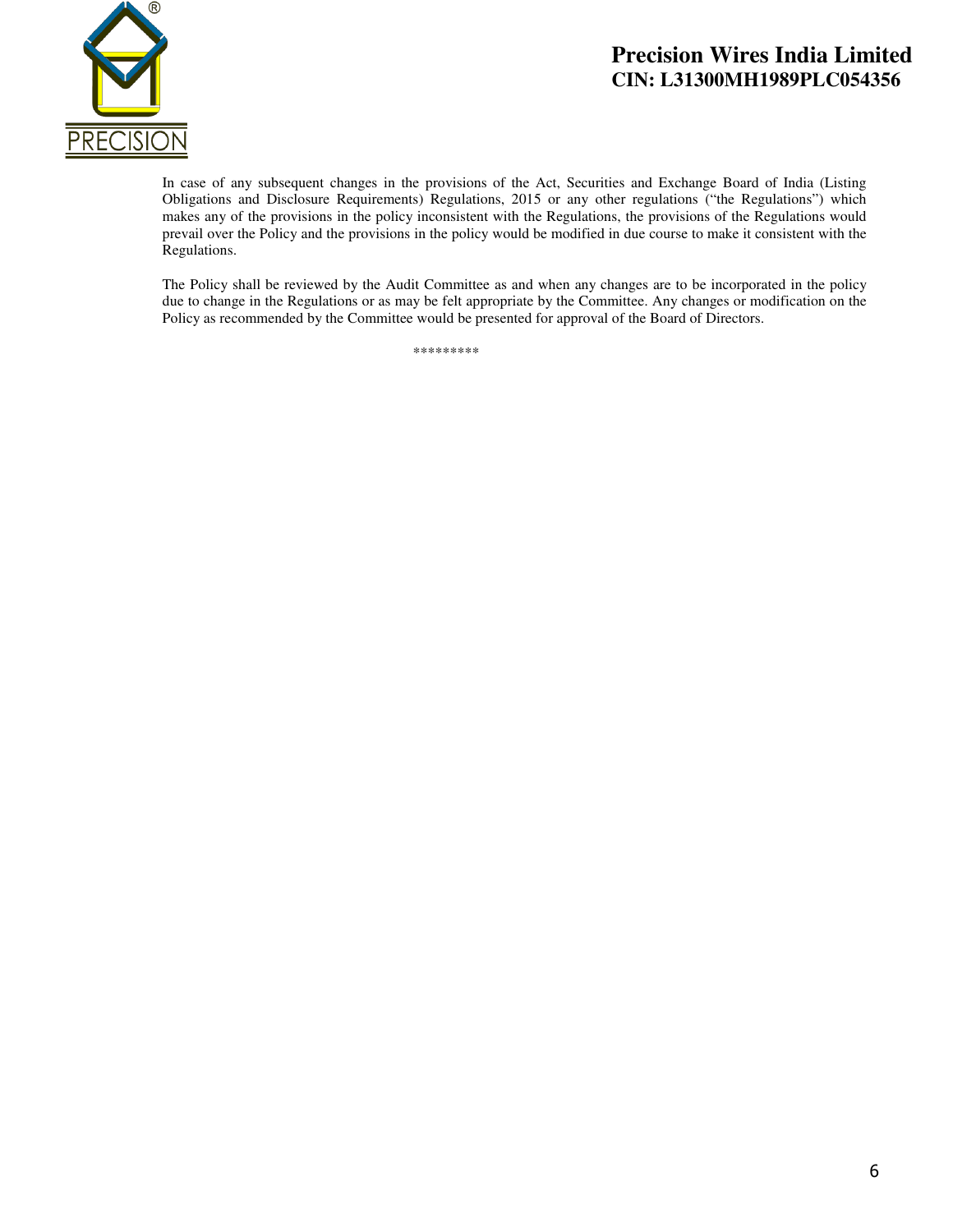In case of any subsequent changes in the provisions of the Act, Securities and Exchange Board of India (Listing Obligations and Disclosure Requirements) Regulations, 2015 or any other regulations ("the Regulations") which makes any of the provisions in the policy inconsistent with the Regulations, the provisions of the Regulations would prevail over the Policy and the provisions in the policy would be modified in due course to make it consistent with the Regulations.

The Policy shall be reviewed by the Audit Committee as and when any changes are to be incorporated in the policy due to change in the Regulations or as may be felt appropriate by the Committee. Any changes or modification on the Policy as recommended by the Committee would be presented for approval of the Board of Directors.

*********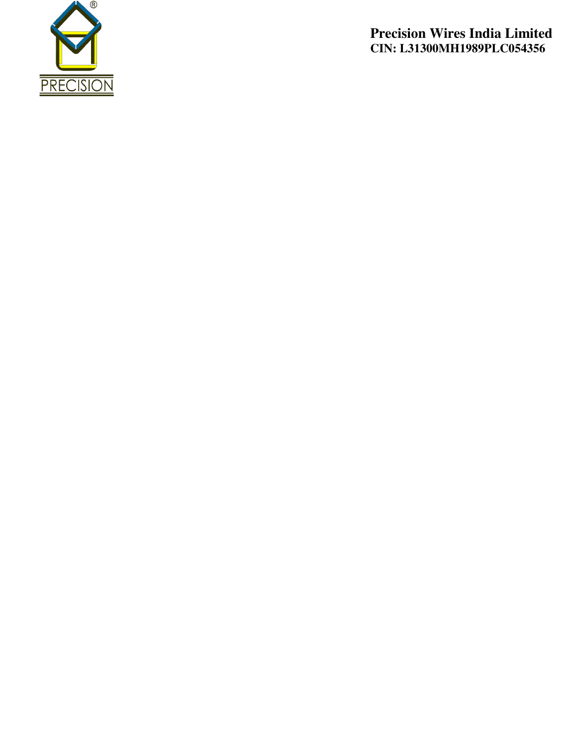Precision Wires India Limited
CIN: L31300MH1989PLC054356